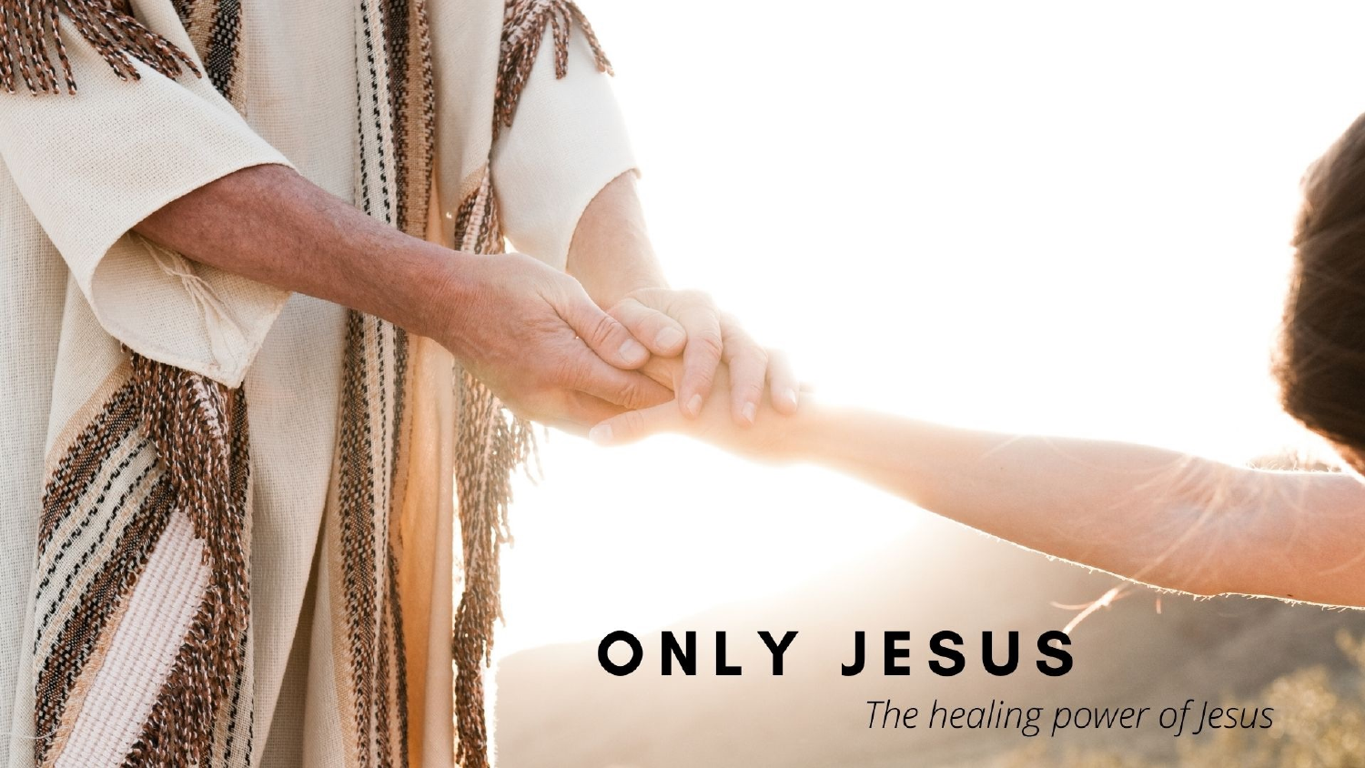# ONLY JESUS

*The healing power of Jesus*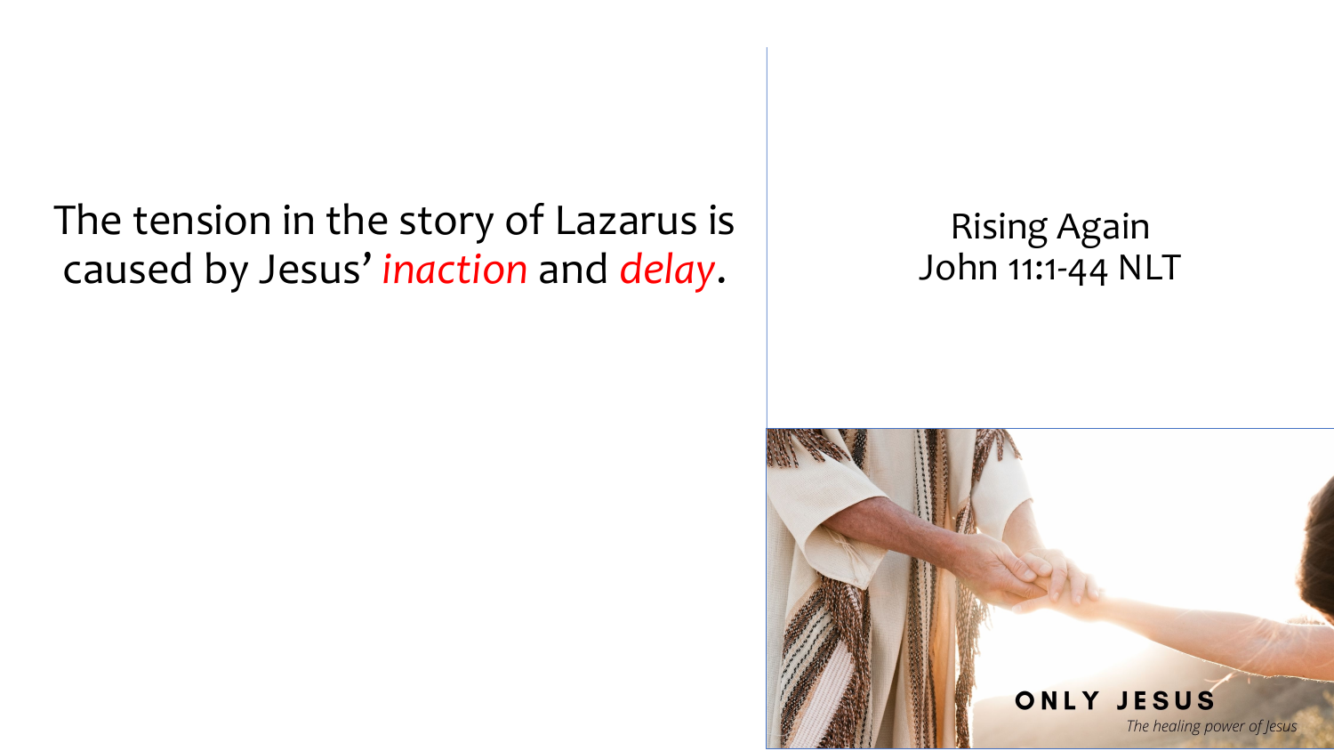The tension in the story of Lazarus is caused by Jesus' *inaction* and *delay*.

Rising Again
John 11:1-44 NLT

**ONLY JESUS**
*The healing power of Jesus*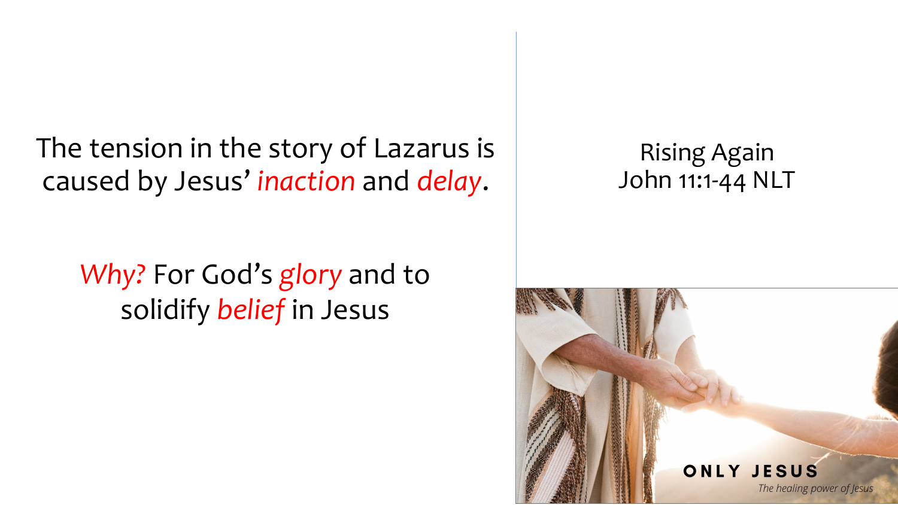The tension in the story of Lazarus is caused by Jesus' *inaction* and *delay*.

*Why?* For God's *glory* and to solidify *belief* in Jesus

Rising Again
John 11:1-44 NLT

ONLY JESUS

*The healing power of Jesus*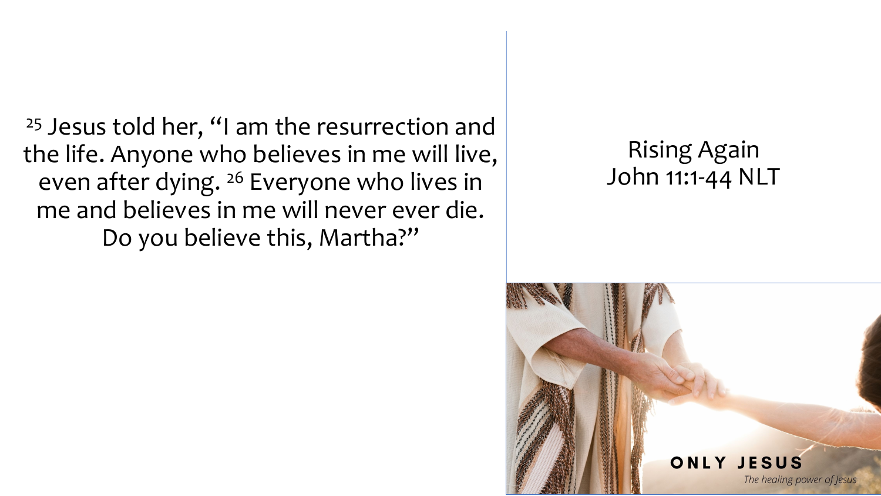[25] Jesus told her, "I am the resurrection and the life. Anyone who believes in me will live, even after dying. [26] Everyone who lives in me and believes in me will never ever die. Do you believe this, Martha?"

Rising Again
John 11:1-44 NLT

**ONLY JESUS**

*The healing power of Jesus*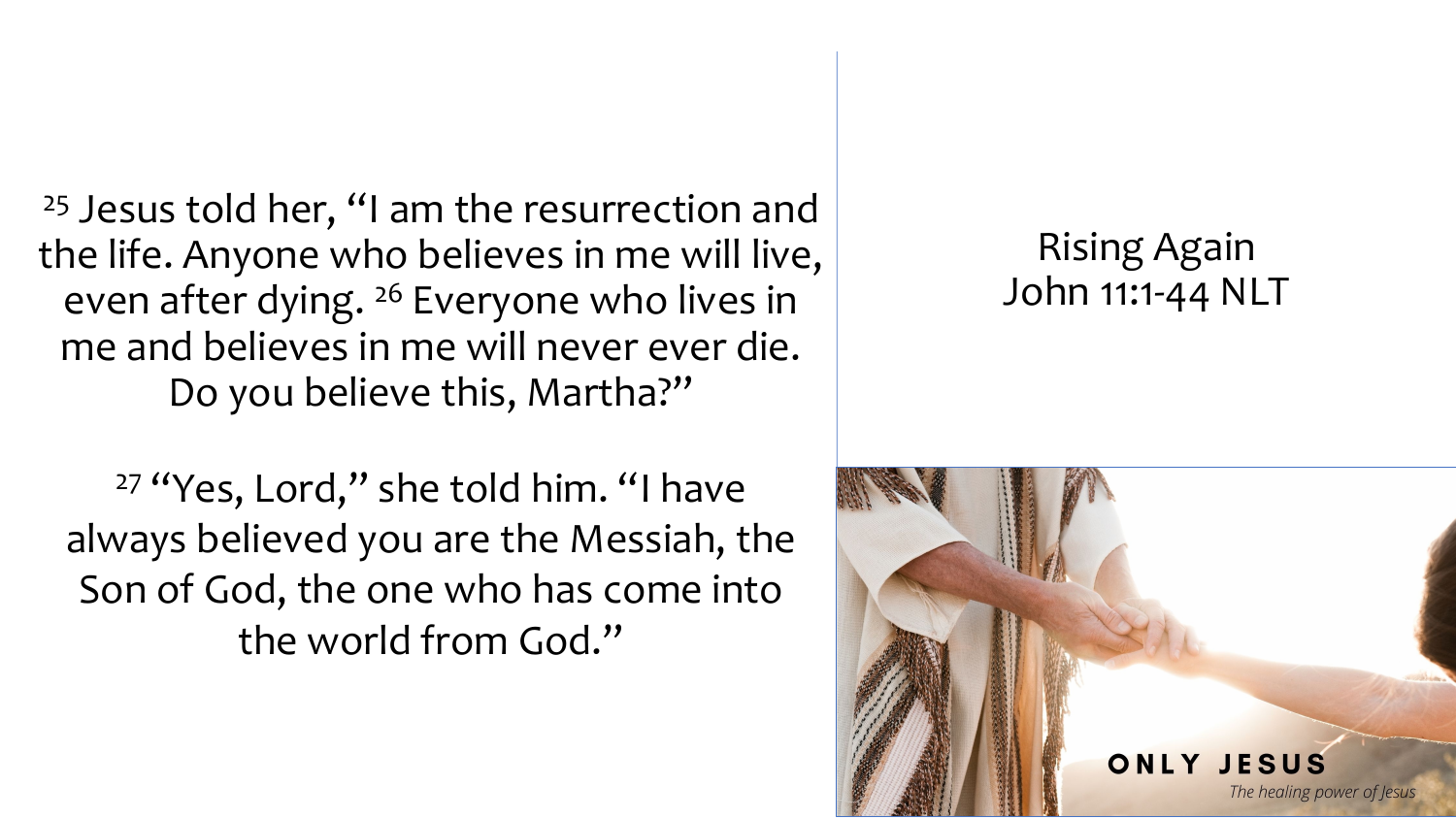[25] Jesus told her, "I am the resurrection and the life. Anyone who believes in me will live, even after dying. [26] Everyone who lives in me and believes in me will never ever die. Do you believe this, Martha?"

[27] "Yes, Lord," she told him. "I have always believed you are the Messiah, the Son of God, the one who has come into the world from God."

Rising Again
John 11:1-44 NLT

**ONLY JESUS**
*The healing power of Jesus*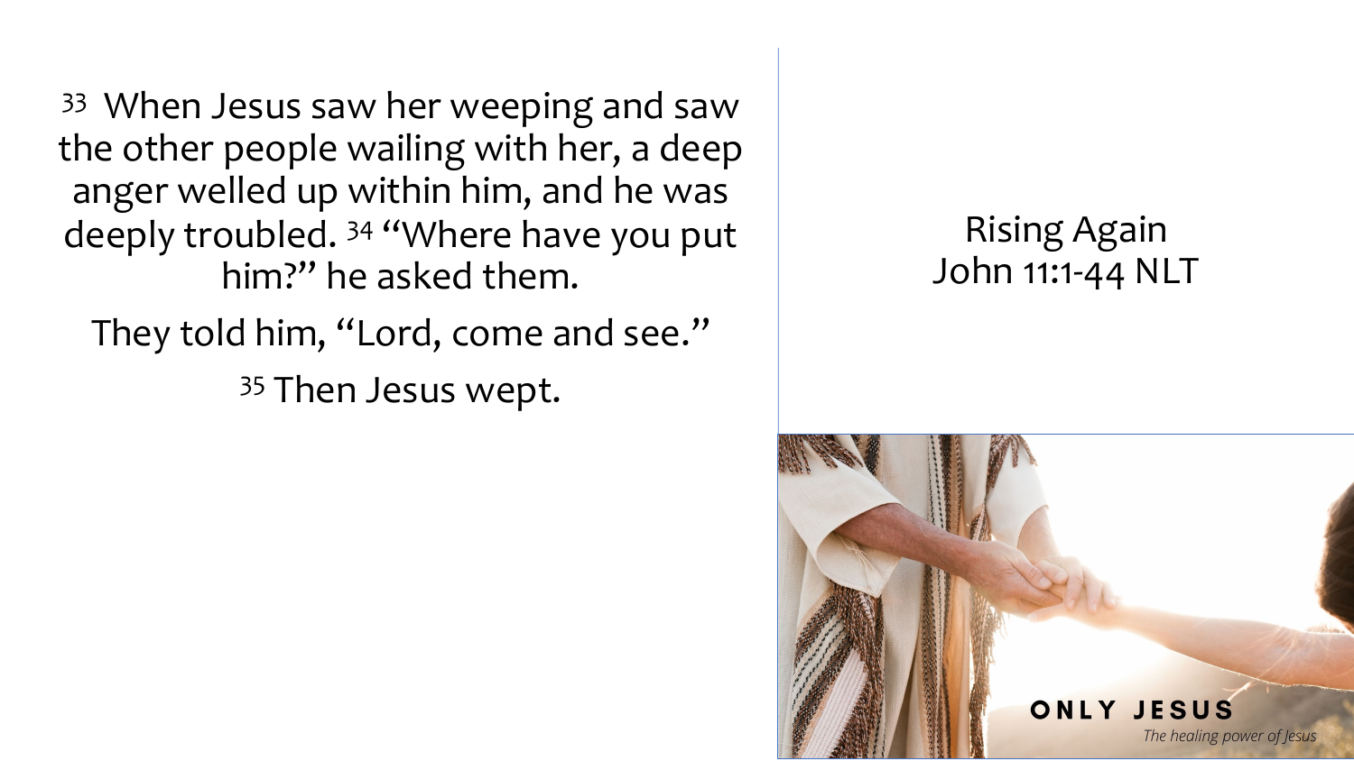[33] When Jesus saw her weeping and saw the other people wailing with her, a deep anger welled up within him, and he was deeply troubled. [34] "Where have you put him?" he asked them.

They told him, "Lord, come and see."

[35] Then Jesus wept.

Rising Again
John 11:1-44 NLT

**ONLY JESUS**
*The healing power of Jesus*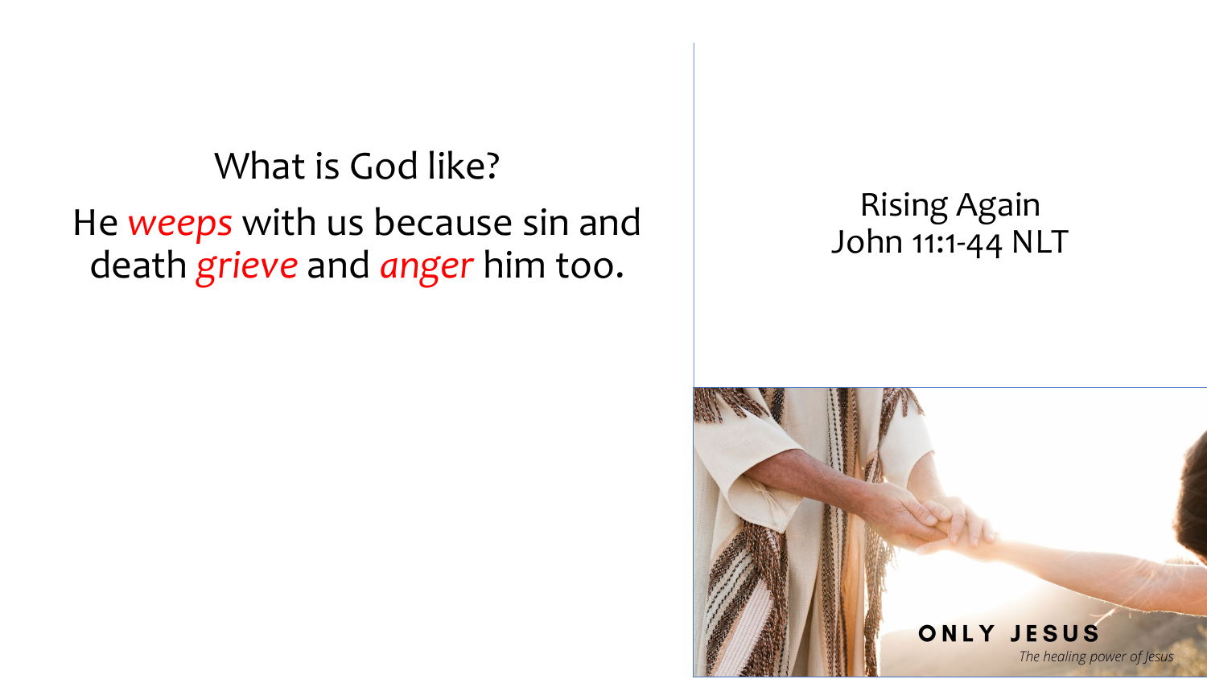What is God like?

He *weeps* with us because sin and death *grieve* and *anger* him too.

Rising Again
John 11:1-44 NLT

ONLY JESUS

*The healing power of Jesus*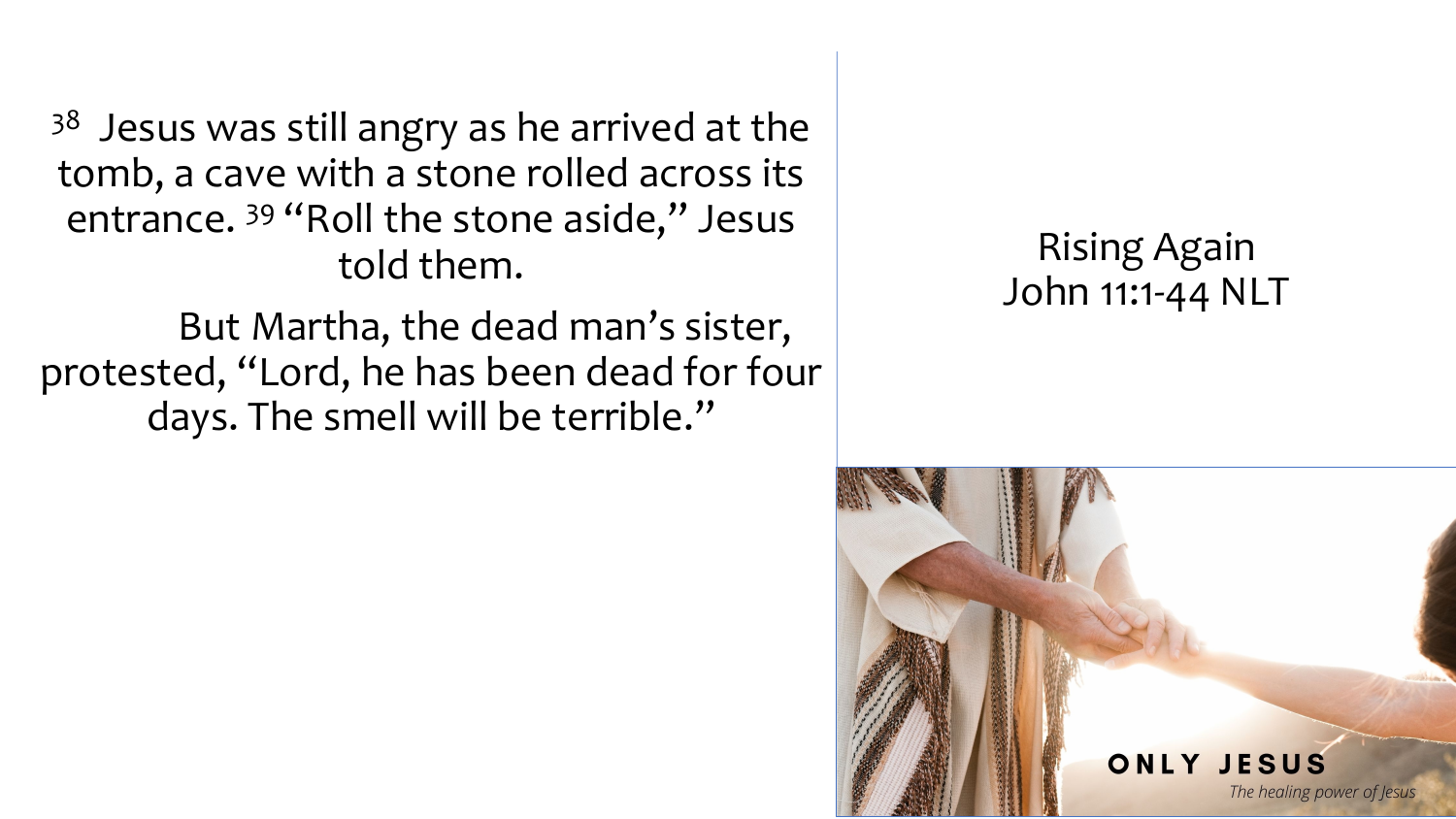[38] Jesus was still angry as he arrived at the tomb, a cave with a stone rolled across its entrance. [39] "Roll the stone aside," Jesus told them.

But Martha, the dead man's sister, protested, "Lord, he has been dead for four days. The smell will be terrible."

Rising Again
John 11:1-44 NLT

ONLY JESUS

*The healing power of Jesus*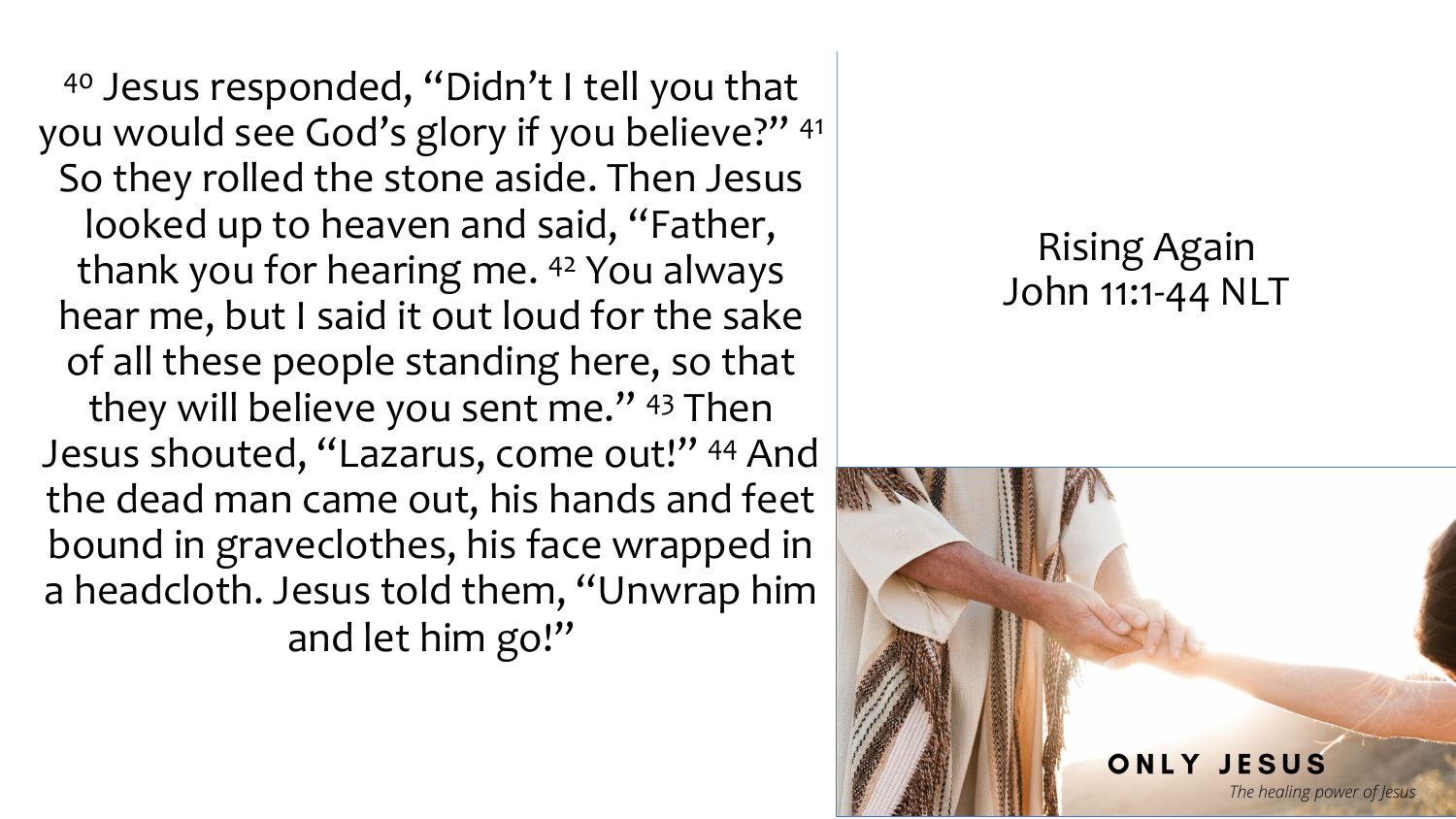[40] Jesus responded, "Didn't I tell you that you would see God's glory if you believe?" [41] So they rolled the stone aside. Then Jesus looked up to heaven and said, "Father, thank you for hearing me. [42] You always hear me, but I said it out loud for the sake of all these people standing here, so that they will believe you sent me." [43] Then Jesus shouted, "Lazarus, come out!" [44] And the dead man came out, his hands and feet bound in graveclothes, his face wrapped in a headcloth. Jesus told them, "Unwrap him and let him go!"

Rising Again
John 11:1-44 NLT

**ONLY JESUS**
*The healing power of Jesus*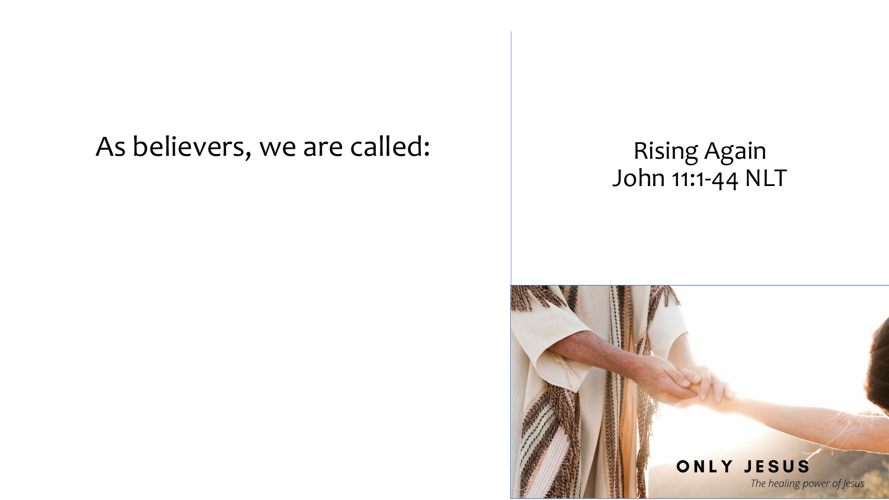As believers, we are called:

Rising Again
John 11:1-44 NLT

ONLY JESUS

*The healing power of Jesus*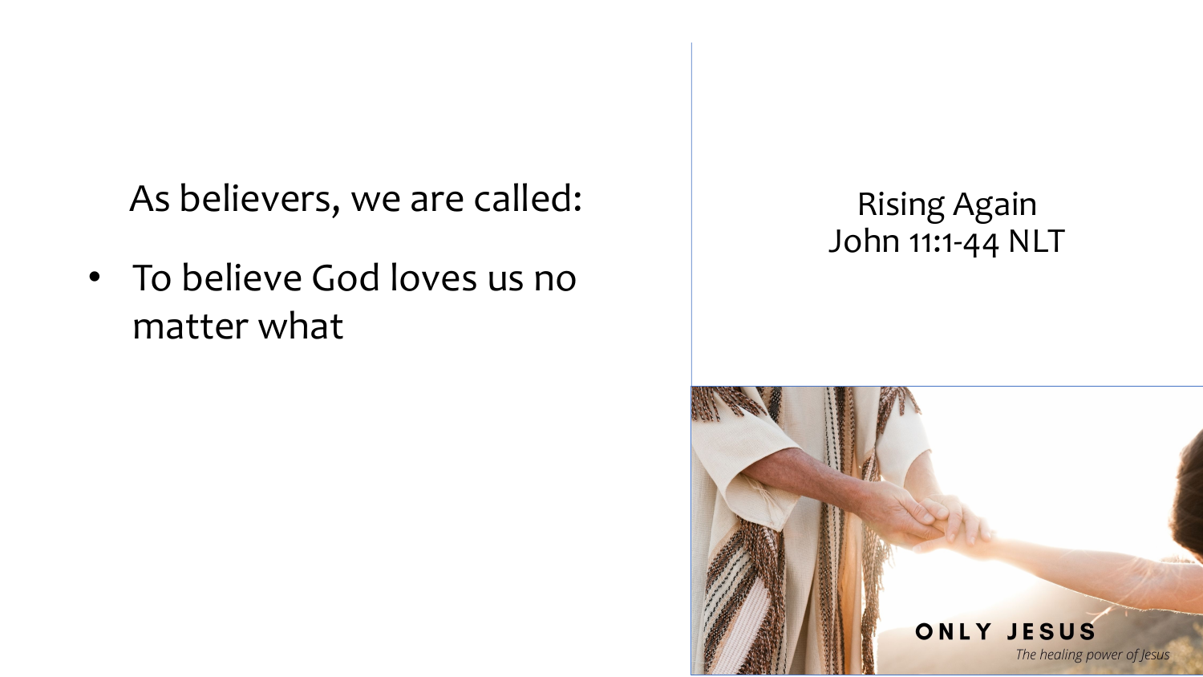As believers, we are called:

- To believe God loves us no matter what

Rising Again
John 11:1-44 NLT

ONLY JESUS

*The healing power of Jesus*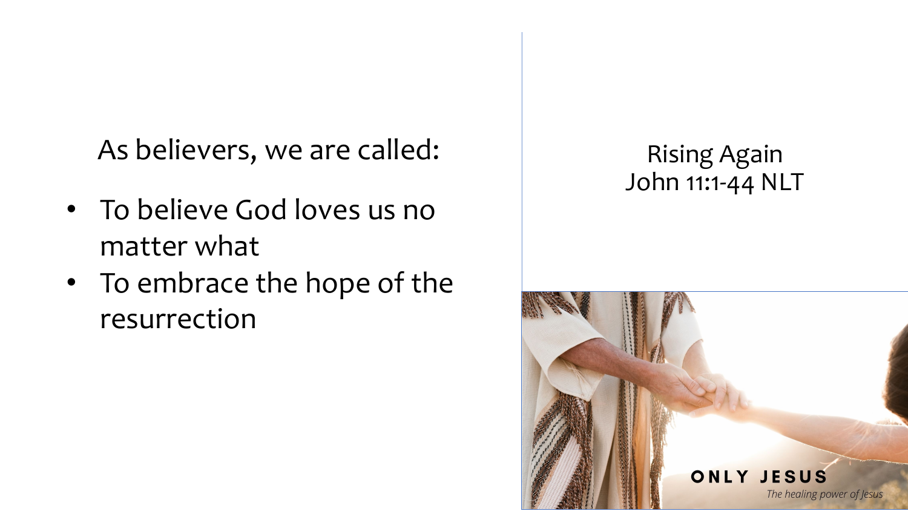As believers, we are called:

- To believe God loves us no matter what
- To embrace the hope of the resurrection

Rising Again
John 11:1-44 NLT

ONLY JESUS
*The healing power of Jesus*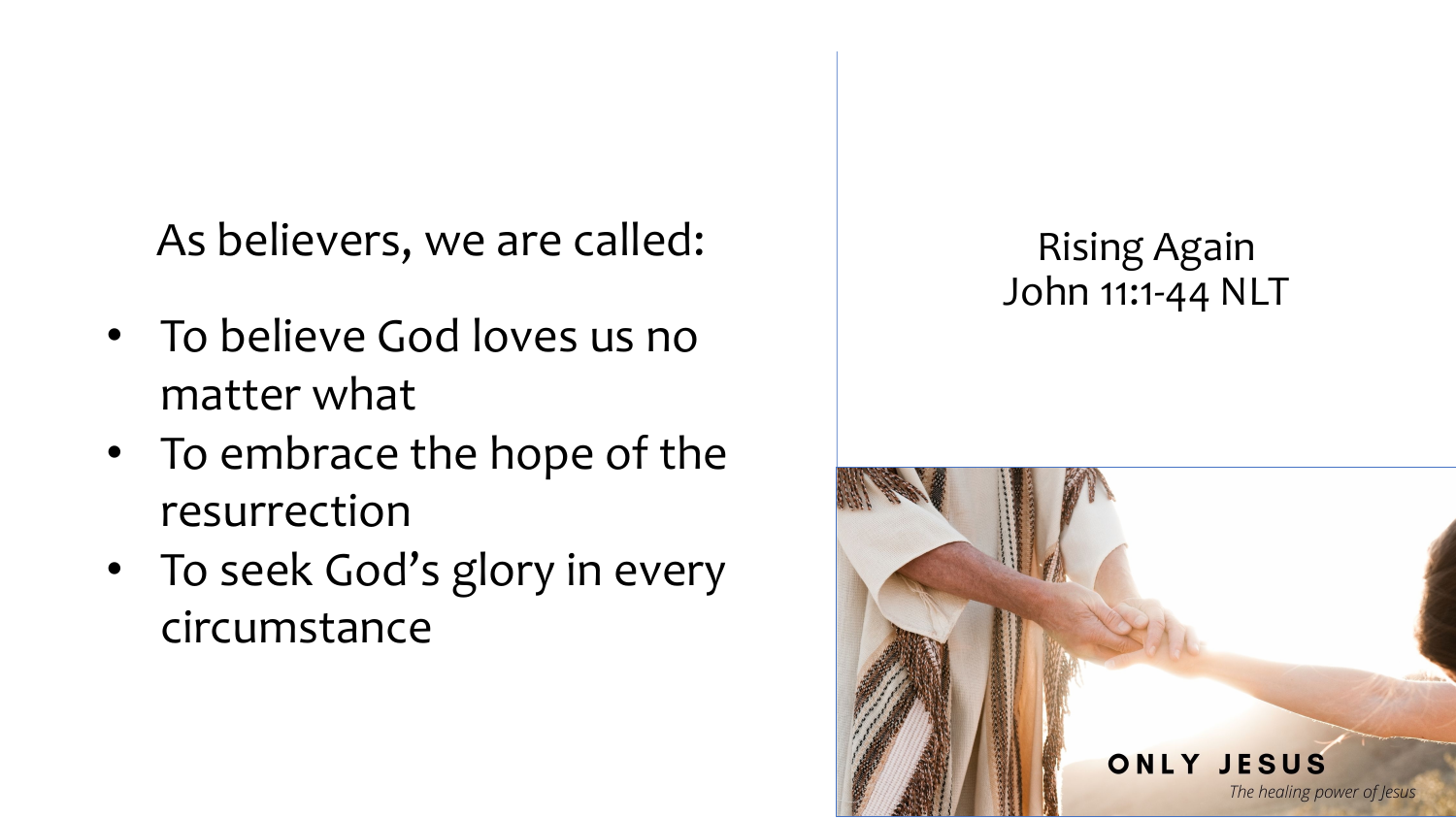As believers, we are called:

- To believe God loves us no matter what
- To embrace the hope of the resurrection
- To seek God's glory in every circumstance

Rising Again
John 11:1-44 NLT

ONLY JESUS
*The healing power of Jesus*